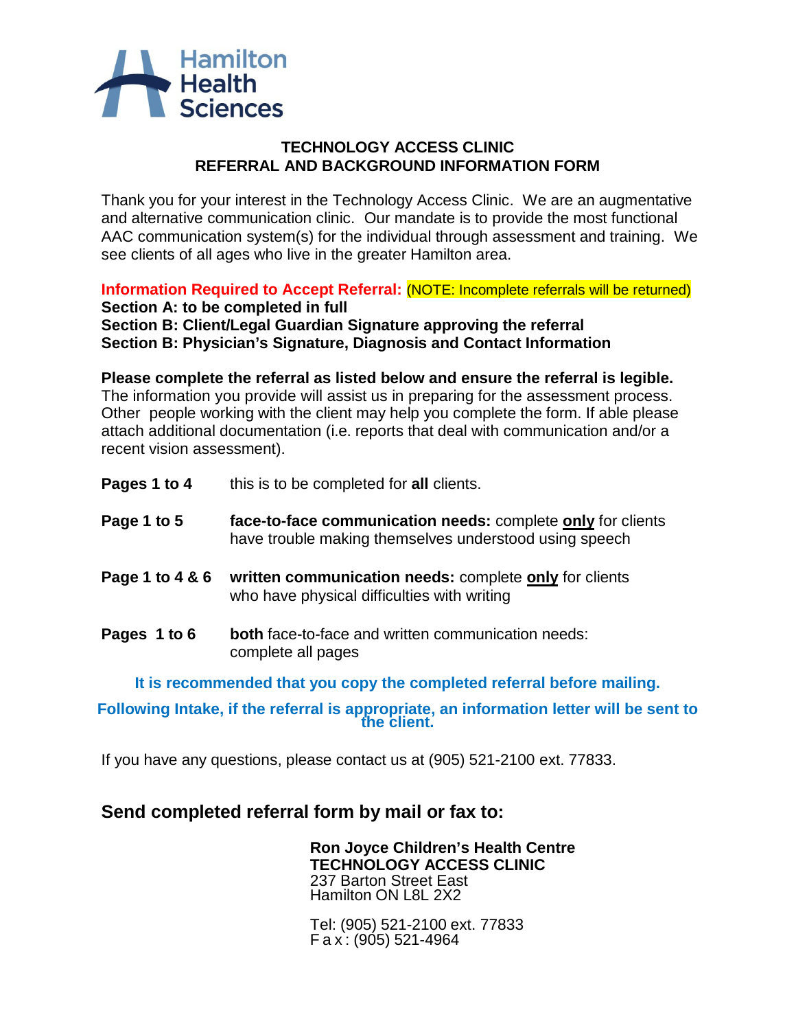Hamilton Health Sciences

# TECHNOLOGY ACCESS CLINIC
## REFERRAL AND BACKGROUND INFORMATION FORM

Thank you for your interest in the Technology Access Clinic. We are an augmentative and alternative communication clinic. Our mandate is to provide the most functional AAC communication system(s) for the individual through assessment and training. We see clients of all ages who live in the greater Hamilton area.

**Information Required to Accept Referral:** (NOTE: Incomplete referrals will be returned)
**Section A: to be completed in full**
**Section B: Client/Legal Guardian Signature approving the referral**
**Section B: Physician's Signature, Diagnosis and Contact Information**

**Please complete the referral as listed below and ensure the referral is legible.** The information you provide will assist us in preparing for the assessment process. Other people working with the client may help you complete the form. If able please attach additional documentation (i.e. reports that deal with communication and/or a recent vision assessment).

| | |
|---|---|
| **Pages 1 to 4** | this is to be completed for **all** clients. |
| **Page 1 to 5** | **face-to-face communication needs:** complete **only** for clients have trouble making themselves understood using speech |
| **Page 1 to 4 & 6** | **written communication needs:** complete **only** for clients who have physical difficulties with writing |
| **Pages 1 to 6** | **both** face-to-face and written communication needs: complete all pages |

**It is recommended that you copy the completed referral before mailing.**

**Following Intake, if the referral is appropriate, an information letter will be sent to the client.**

If you have any questions, please contact us at (905) 521-2100 ext. 77833.

## Send completed referral form by mail or fax to:

**Ron Joyce Children's Health Centre**
**TECHNOLOGY ACCESS CLINIC**
237 Barton Street East
Hamilton ON L8L 2X2

Tel: (905) 521-2100 ext. 77833
Fax: (905) 521-4964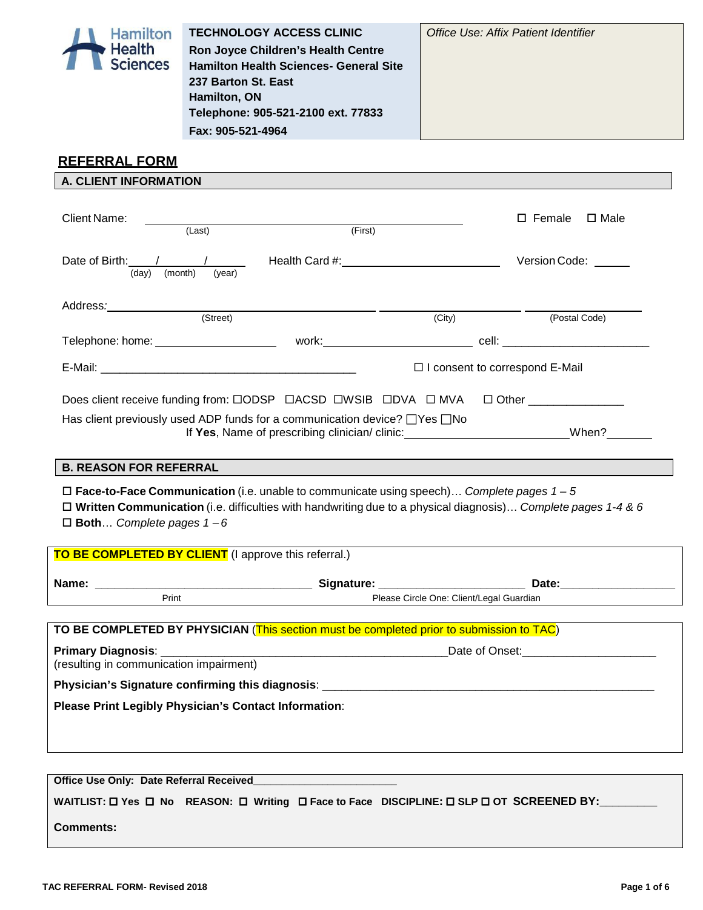Hamilton Health Sciences

**TECHNOLOGY ACCESS CLINIC**
**Ron Joyce Children's Health Centre**
**Hamilton Health Sciences- General Site**
**237 Barton St. East**
**Hamilton, ON**
**Telephone: 905-521-2100 ext. 77833**
**Fax: 905-521-4964**

*Office Use: Affix Patient Identifier*

## REFERRAL FORM

### A. CLIENT INFORMATION

Client Name: ______________________________ ______________________________ ☐ Female ☐ Male
(Last) (First)

Date of Birth: ____/______/______ Health Card #: ______________________ Version Code: ______
(day) (month) (year)

Address: ______________________________ ______________________ ______________________
(Street) (City) (Postal Code)

Telephone: home: __________________ work: ______________________ cell: ______________________

E-Mail: ________________________________________ ☐ I consent to correspond E-Mail

Does client receive funding from: ☐ODSP ☐ACSD ☐WSIB ☐DVA ☐ MVA ☐ Other ______________

Has client previously used ADP funds for a communication device? ☐Yes ☐No
If **Yes**, Name of prescribing clinician/ clinic: ________________________ When? _______

### B. REASON FOR REFERRAL

☐ **Face-to-Face Communication** (i.e. unable to communicate using speech)… *Complete pages 1 – 5*
☐ **Written Communication** (i.e. difficulties with handwriting due to a physical diagnosis)… *Complete pages 1-4 & 6*
☐ **Both**… *Complete pages 1 – 6*

**TO BE COMPLETED BY CLIENT** (I approve this referral.)

**Name:** ________________________________ **Signature:** ______________________ **Date:** ________________
Print — Please Circle One: Client/Legal Guardian

**TO BE COMPLETED BY PHYSICIAN** (This section must be completed prior to submission to TAC)

**Primary Diagnosis**: ____________________________________________ Date of Onset: ____________________
(resulting in communication impairment)

**Physician's Signature confirming this diagnosis**: ________________________________________________

**Please Print Legibly Physician's Contact Information**:

**Office Use Only: Date Referral Received**______________________

**WAITLIST:** ☐ **Yes** ☐ **No** **REASON:** ☐ **Writing** ☐ **Face to Face** **DISCIPLINE:** ☐ **SLP** ☐ **OT** **SCREENED BY:**_________

**Comments:**

TAC REFERRAL FORM- Revised 2018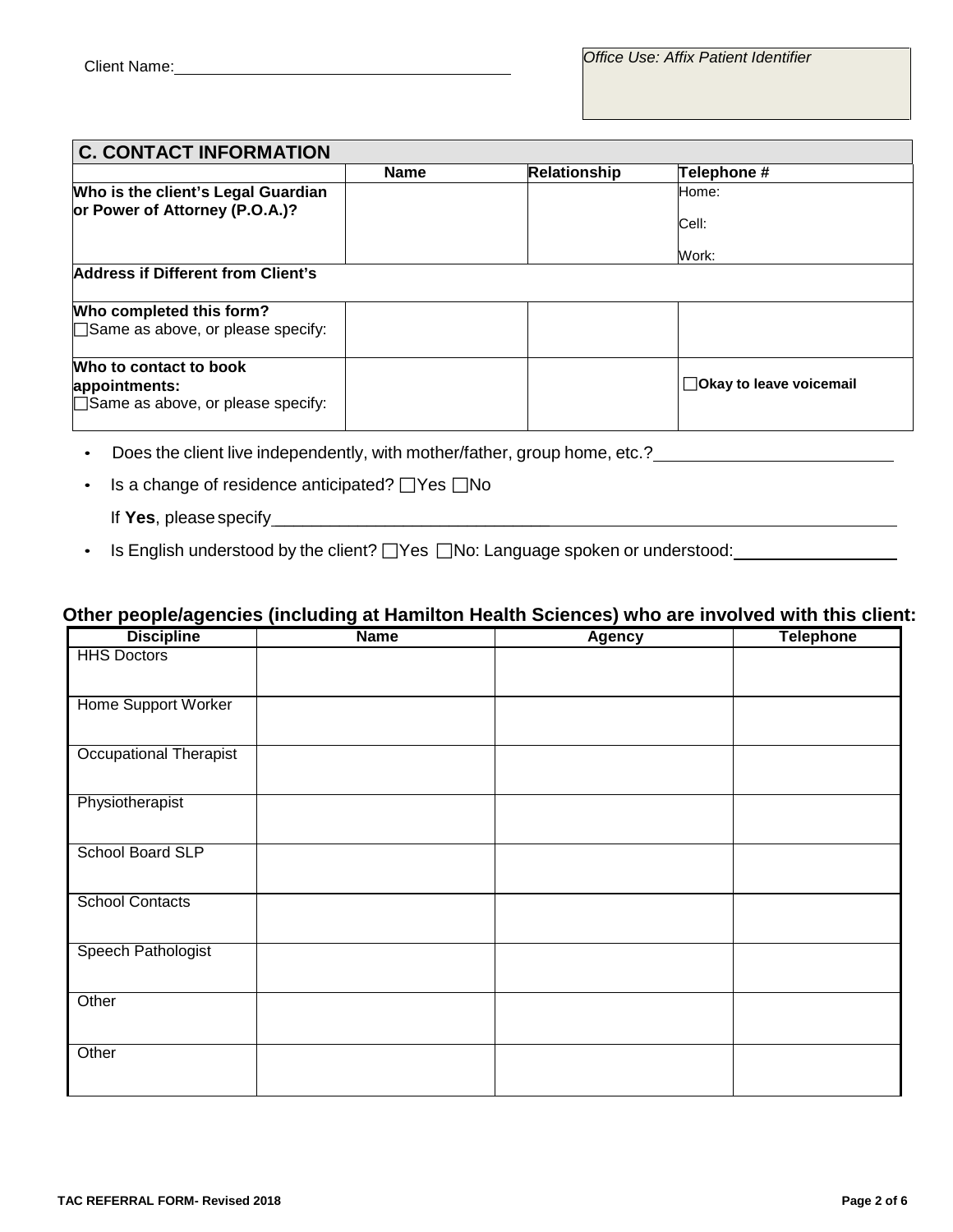Client Name: ______________________________

*Office Use: Affix Patient Identifier*

## C. CONTACT INFORMATION

| | Name | Relationship | Telephone # |
|---|---|---|---|
| **Who is the client's Legal Guardian or Power of Attorney (P.O.A.)?** | | | Home:<br>Cell:<br>Work: |
| **Address if Different from Client's** | | | |
| **Who completed this form?**<br>☐Same as above, or please specify: | | | |
| **Who to contact to book appointments:**<br>☐Same as above, or please specify: | | | ☐**Okay to leave voicemail** |

- Does the client live independently, with mother/father, group home, etc.? ______________________
- Is a change of residence anticipated? ☐Yes ☐No

  If **Yes**, please specify ______________________________

- Is English understood by the client? ☐Yes ☐No: Language spoken or understood: ______________

### Other people/agencies (including at Hamilton Health Sciences) who are involved with this client:

| Discipline | Name | Agency | Telephone |
|---|---|---|---|
| HHS Doctors | | | |
| Home Support Worker | | | |
| Occupational Therapist | | | |
| Physiotherapist | | | |
| School Board SLP | | | |
| School Contacts | | | |
| Speech Pathologist | | | |
| Other | | | |
| Other | | | |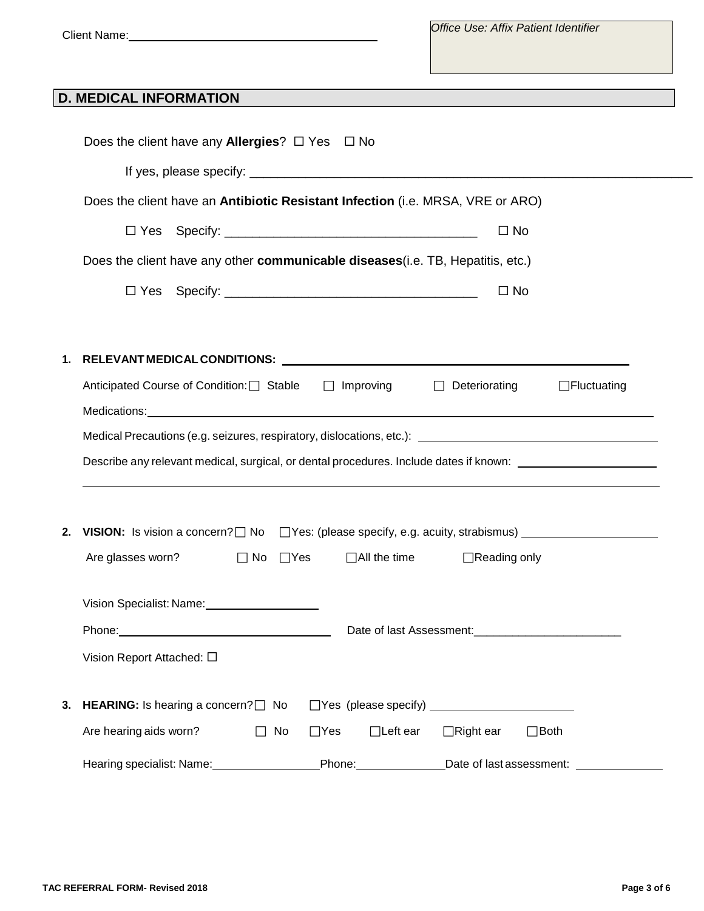Client Name: ____________________

*Office Use: Affix Patient Identifier*

## D. MEDICAL INFORMATION

Does the client have any **Allergies**? ☐ Yes ☐ No

If yes, please specify: ____________________

Does the client have an **Antibiotic Resistant Infection** (i.e. MRSA, VRE or ARO)

☐ Yes Specify: ____________________ ☐ No

Does the client have any other **communicable diseases**(i.e. TB, Hepatitis, etc.)

☐ Yes Specify: ____________________ ☐ No

1. **RELEVANT MEDICAL CONDITIONS:** ____________________

   Anticipated Course of Condition: ☐ Stable ☐ Improving ☐ Deteriorating ☐Fluctuating

   Medications: ____________________

   Medical Precautions (e.g. seizures, respiratory, dislocations, etc.): ____________________

   Describe any relevant medical, surgical, or dental procedures. Include dates if known: ____________________

   ____________________

2. **VISION:** Is vision a concern? ☐ No ☐Yes: (please specify, e.g. acuity, strabismus) ____________________

   Are glasses worn? ☐ No ☐Yes ☐All the time ☐Reading only

   Vision Specialist: Name: ____________________

   Phone: ____________________ Date of last Assessment: ____________________

   Vision Report Attached: ☐

3. **HEARING:** Is hearing a concern? ☐ No ☐Yes (please specify) ____________________

   Are hearing aids worn? ☐ No ☐Yes ☐Left ear ☐Right ear ☐Both

   Hearing specialist: Name: ____________________ Phone: ____________________ Date of last assessment: ____________________

TAC REFERRAL FORM- Revised 2018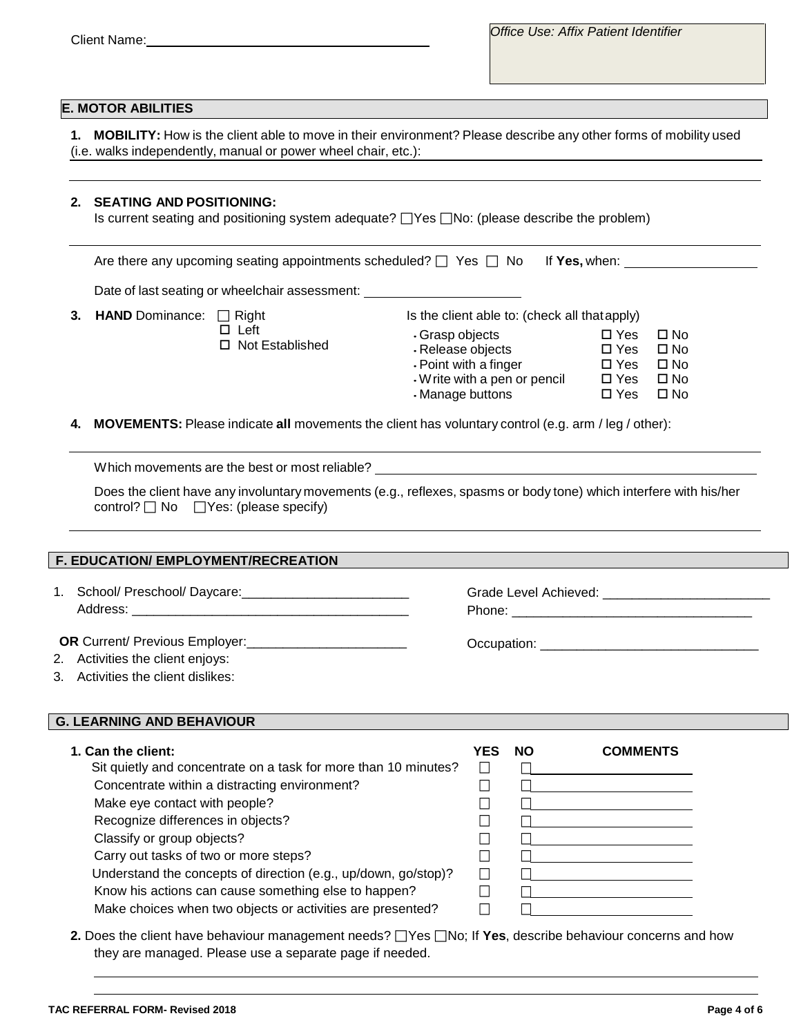Client Name: ______________________________

*Office Use: Affix Patient Identifier*

## E. MOTOR ABILITIES

1. **MOBILITY:** How is the client able to move in their environment? Please describe any other forms of mobility used (i.e. walks independently, manual or power wheel chair, etc.): ______________________________

______________________________

2. **SEATING AND POSITIONING:**
   Is current seating and positioning system adequate? ☐Yes ☐No: (please describe the problem)

   ______________________________

   Are there any upcoming seating appointments scheduled? ☐ Yes ☐ No If **Yes,** when: ______________

   Date of last seating or wheelchair assessment: ______________

3. **HAND** Dominance: ☐ Right
   ☐ Left
   ☐ Not Established

   Is the client able to: (check all that apply)

| | | |
|---|---|---|
| • Grasp objects | ☐ Yes | ☐ No |
| • Release objects | ☐ Yes | ☐ No |
| • Point with a finger | ☐ Yes | ☐ No |
| • Write with a pen or pencil | ☐ Yes | ☐ No |
| • Manage buttons | ☐ Yes | ☐ No |

4. **MOVEMENTS:** Please indicate **all** movements the client has voluntary control (e.g. arm / leg / other):

   ______________________________

   Which movements are the best or most reliable? ______________________________

   Does the client have any involuntary movements (e.g., reflexes, spasms or body tone) which interfere with his/her control? ☐ No ☐Yes: (please specify)

   ______________________________

## F. EDUCATION/ EMPLOYMENT/RECREATION

1. School/ Preschool/ Daycare: ______________________ Grade Level Achieved: ______________________
   Address: ______________________ Phone: ______________________

   **OR** Current/ Previous Employer: ______________________ Occupation: ______________________
2. Activities the client enjoys:
3. Activities the client dislikes:

## G. LEARNING AND BEHAVIOUR

| **1. Can the client:** | **YES** | **NO** | **COMMENTS** |
|---|---|---|---|
| Sit quietly and concentrate on a task for more than 10 minutes? | ☐ | ☐ | |
| Concentrate within a distracting environment? | ☐ | ☐ | |
| Make eye contact with people? | ☐ | ☐ | |
| Recognize differences in objects? | ☐ | ☐ | |
| Classify or group objects? | ☐ | ☐ | |
| Carry out tasks of two or more steps? | ☐ | ☐ | |
| Understand the concepts of direction (e.g., up/down, go/stop)? | ☐ | ☐ | |
| Know his actions can cause something else to happen? | ☐ | ☐ | |
| Make choices when two objects or activities are presented? | ☐ | ☐ | |

**2.** Does the client have behaviour management needs? ☐Yes ☐No; If **Yes**, describe behaviour concerns and how they are managed. Please use a separate page if needed.

______________________________

______________________________

**TAC REFERRAL FORM- Revised 2018**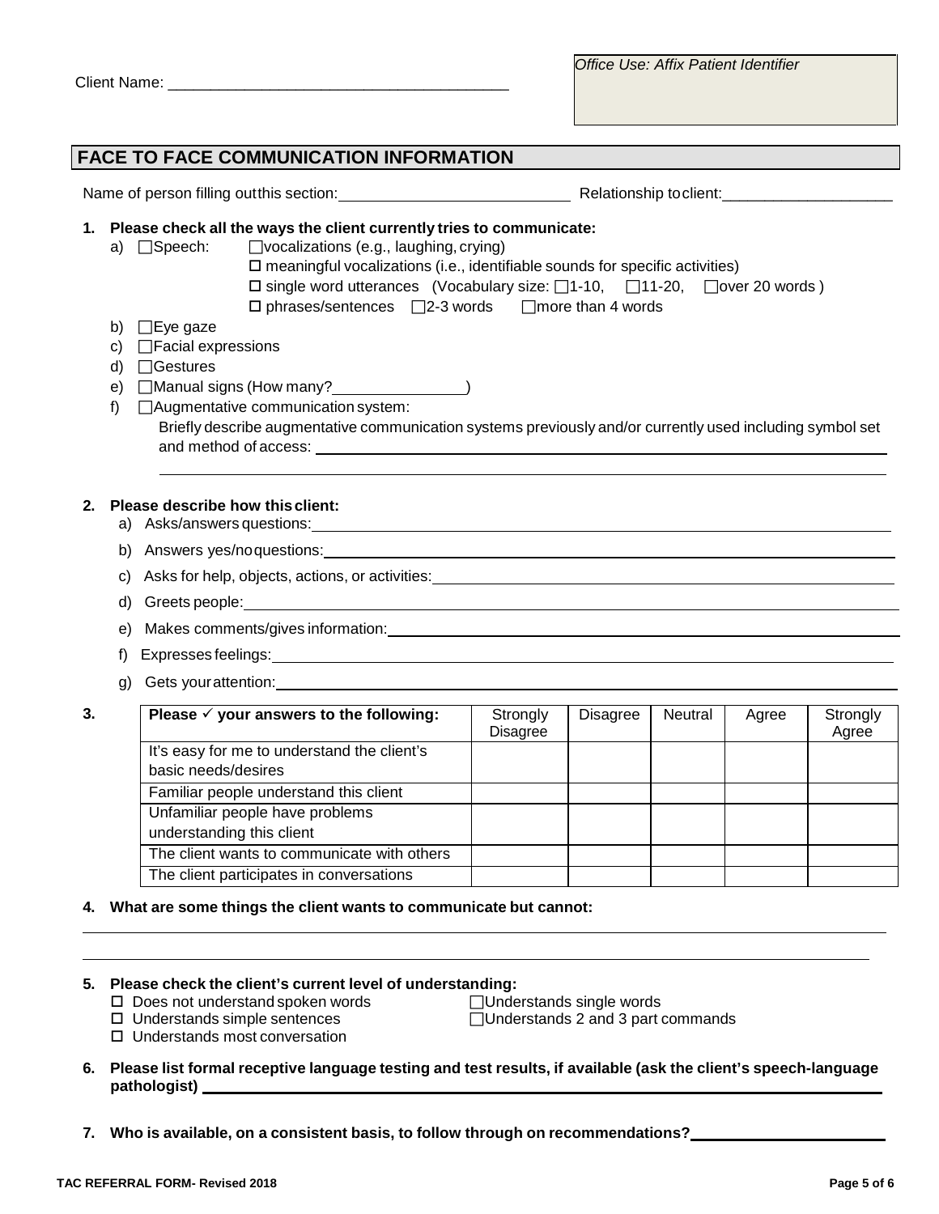Client Name: ________________________________________

*Office Use: Affix Patient Identifier*

## FACE TO FACE COMMUNICATION INFORMATION

Name of person filling out this section: ___________________________ Relationship to client: ____________________

**1. Please check all the ways the client currently tries to communicate:**

a) ☐ Speech:
- ☐ vocalizations (e.g., laughing, crying)
- ☐ meaningful vocalizations (i.e., identifiable sounds for specific activities)
- ☐ single word utterances (Vocabulary size: ☐ 1-10, ☐ 11-20, ☐ over 20 words )
- ☐ phrases/sentences ☐ 2-3 words ☐ more than 4 words

b) ☐ Eye gaze

c) ☐ Facial expressions

d) ☐ Gestures

e) ☐ Manual signs (How many? _______________)

f) ☐ Augmentative communication system:
Briefly describe augmentative communication systems previously and/or currently used including symbol set and method of access: ___________________________________________

**2. Please describe how this client:**

a) Asks/answers questions: ___________________________

b) Answers yes/no questions: ___________________________

c) Asks for help, objects, actions, or activities: ___________________________

d) Greets people: ___________________________

e) Makes comments/gives information: ___________________________

f) Expresses feelings: ___________________________

g) Gets your attention: ___________________________

**3.**

| **Please ✓ your answers to the following:** | Strongly Disagree | Disagree | Neutral | Agree | Strongly Agree |
|---|---|---|---|---|---|
| It's easy for me to understand the client's basic needs/desires | | | | | |
| Familiar people understand this client | | | | | |
| Unfamiliar people have problems understanding this client | | | | | |
| The client wants to communicate with others | | | | | |
| The client participates in conversations | | | | | |

**4. What are some things the client wants to communicate but cannot:**

___________________________________________

___________________________________________

**5. Please check the client's current level of understanding:**

- ☐ Does not understand spoken words
- ☐ Understands single words
- ☐ Understands simple sentences
- ☐ Understands 2 and 3 part commands
- ☐ Understands most conversation

**6. Please list formal receptive language testing and test results, if available (ask the client's speech-language pathologist)** ___________________________

**7. Who is available, on a consistent basis, to follow through on recommendations?** ___________________________

TAC REFERRAL FORM- Revised 2018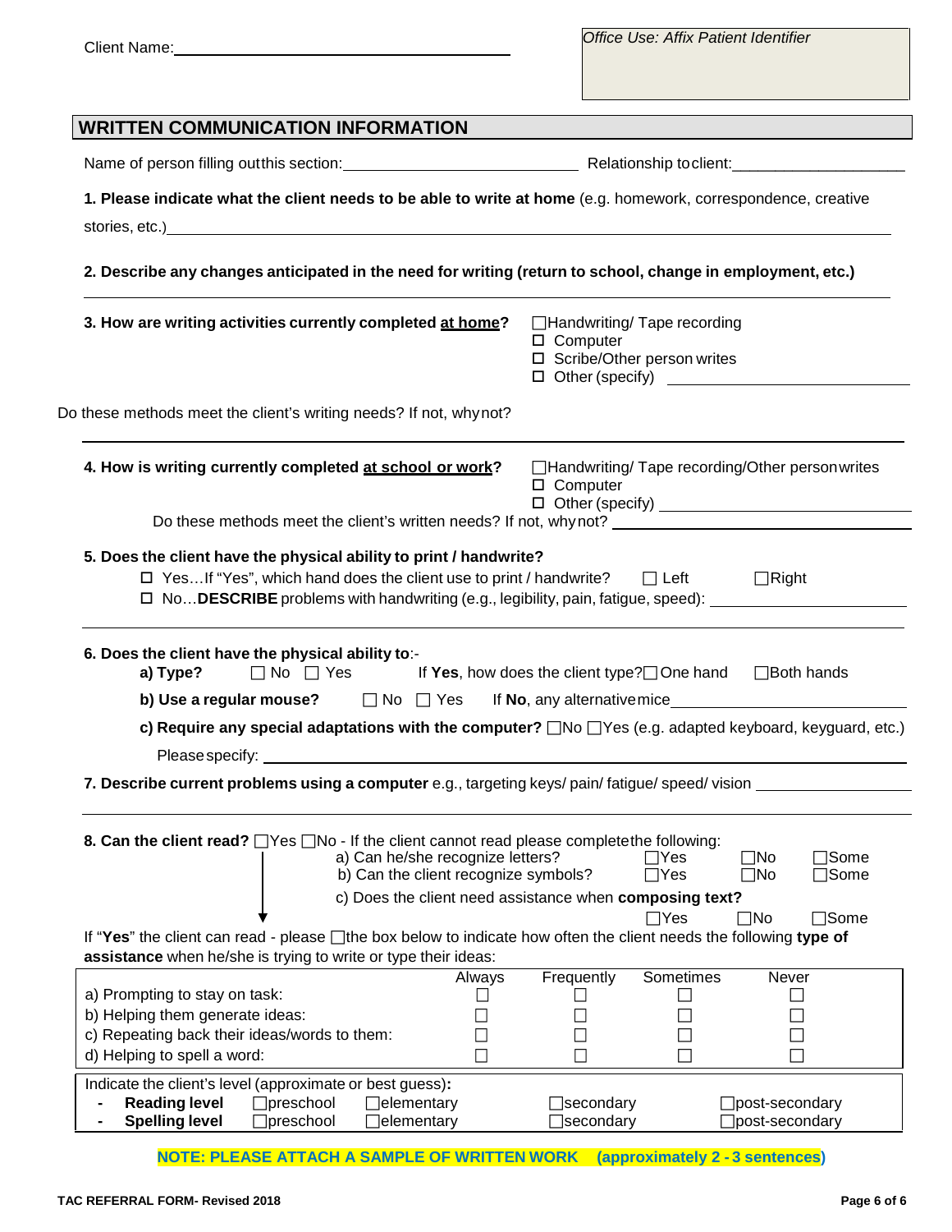Client Name: ____________________

*Office Use: Affix Patient Identifier*

## WRITTEN COMMUNICATION INFORMATION

Name of person filling out this section: ____________________ Relationship to client: ____________________

**1. Please indicate what the client needs to be able to write at home** (e.g. homework, correspondence, creative stories, etc.) ____________________

**2. Describe any changes anticipated in the need for writing (return to school, change in employment, etc.)**

____________________

**3. How are writing activities currently completed at home?**

- ☐ Handwriting/ Tape recording
- ☐ Computer
- ☐ Scribe/Other person writes
- ☐ Other (specify) ____________________

Do these methods meet the client's writing needs? If not, why not?

____________________

**4. How is writing currently completed at school or work?**

- ☐ Handwriting/ Tape recording/Other person writes
- ☐ Computer
- ☐ Other (specify) ____________________

Do these methods meet the client's written needs? If not, why not? ____________________

**5. Does the client have the physical ability to print / handwrite?**

- ☐ Yes…If "Yes", which hand does the client use to print / handwrite? ☐ Left ☐ Right
- ☐ No…**DESCRIBE** problems with handwriting (e.g., legibility, pain, fatigue, speed): ____________________

**6. Does the client have the physical ability to**:-

**a) Type?** ☐ No ☐ Yes If **Yes**, how does the client type? ☐ One hand ☐ Both hands

**b) Use a regular mouse?** ☐ No ☐ Yes If **No**, any alternative mice ____________________

**c) Require any special adaptations with the computer?** ☐ No ☐ Yes (e.g. adapted keyboard, keyguard, etc.)

Please specify: ____________________

**7. Describe current problems using a computer** e.g., targeting keys/ pain/ fatigue/ speed/ vision ____________________

**8. Can the client read?** ☐ Yes ☐ No - If the client cannot read please complete the following:

a) Can he/she recognize letters? ☐ Yes ☐ No ☐ Some

b) Can the client recognize symbols? ☐ Yes ☐ No ☐ Some

c) Does the client need assistance when **composing text?** ☐ Yes ☐ No ☐ Some

If "**Yes**" the client can read - please ☐ the box below to indicate how often the client needs the following **type of assistance** when he/she is trying to write or type their ideas:

| | Always | Frequently | Sometimes | Never |
|---|---|---|---|---|
| a) Prompting to stay on task: | ☐ | ☐ | ☐ | ☐ |
| b) Helping them generate ideas: | ☐ | ☐ | ☐ | ☐ |
| c) Repeating back their ideas/words to them: | ☐ | ☐ | ☐ | ☐ |
| d) Helping to spell a word: | ☐ | ☐ | ☐ | ☐ |

Indicate the client's level (approximate or best guess)**:**

- **Reading level** ☐ preschool ☐ elementary ☐ secondary ☐ post-secondary
- **Spelling level** ☐ preschool ☐ elementary ☐ secondary ☐ post-secondary

**NOTE: PLEASE ATTACH A SAMPLE OF WRITTEN WORK (approximately 2 - 3 sentences)**